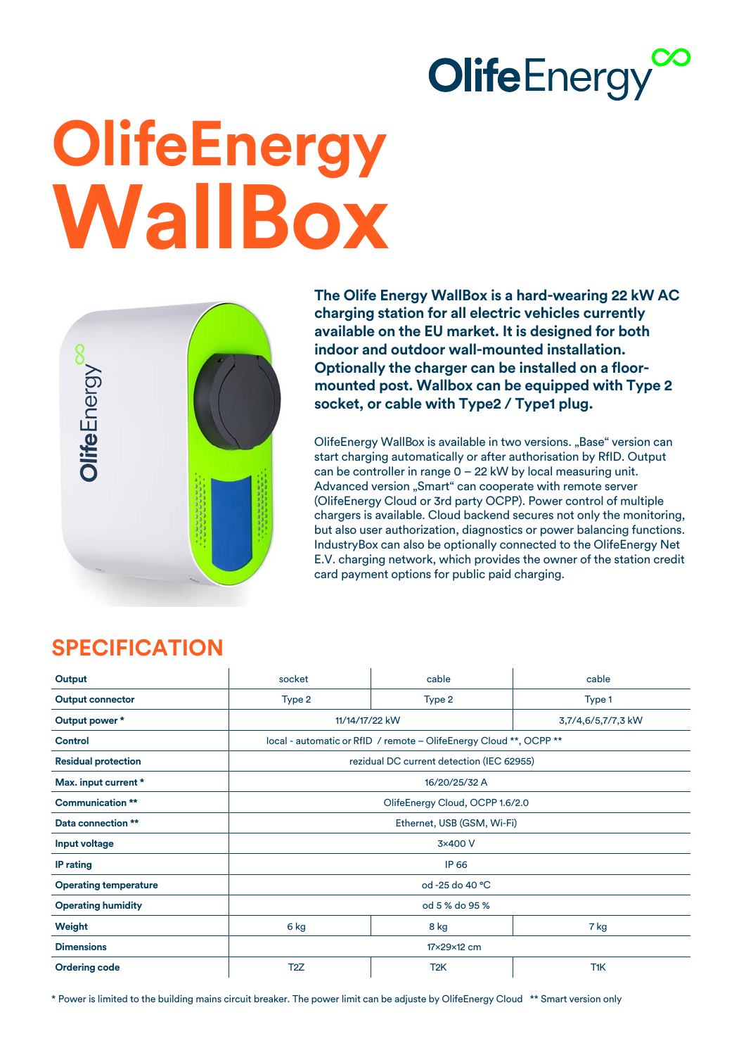# OlifeEnergy WallBox

**The Olife Energy WallBox is a hard-wearing 22 kW AC charging station for all electric vehicles currently available on the EU market. It is designed for both indoor and outdoor wall-mounted installation. Optionally the charger can be installed on a floor-mounted post. Wallbox can be equipped with Type 2 socket, or cable with Type2 / Type1 plug.**

OlifeEnergy WallBox is available in two versions. „Base" version can start charging automatically or after authorisation by RfID. Output can be controller in range 0 – 22 kW by local measuring unit. Advanced version „Smart" can cooperate with remote server (OlifeEnergy Cloud or 3rd party OCPP). Power control of multiple chargers is available. Cloud backend secures not only the monitoring, but also user authorization, diagnostics or power balancing functions. IndustryBox can also be optionally connected to the OlifeEnergy Net E.V. charging network, which provides the owner of the station credit card payment options for public paid charging.

## SPECIFICATION

| **Output** | socket | cable | cable |
|---|---|---|---|
| **Output connector** | Type 2 | Type 2 | Type 1 |
| **Output power *** | 11/14/17/22 kW | | 3,7/4,6/5,7/7,3 kW |
| **Control** | local - automatic or RfID / remote – OlifeEnergy Cloud **, OCPP ** | | |
| **Residual protection** | rezidual DC current detection (IEC 62955) | | |
| **Max. input current *** | 16/20/25/32 A | | |
| **Communication **** | OlifeEnergy Cloud, OCPP 1.6/2.0 | | |
| **Data connection **** | Ethernet, USB (GSM, Wi-Fi) | | |
| **Input voltage** | 3×400 V | | |
| **IP rating** | IP 66 | | |
| **Operating temperature** | od -25 do 40 °C | | |
| **Operating humidity** | od 5 % do 95 % | | |
| **Weight** | 6 kg | 8 kg | 7 kg |
| **Dimensions** | 17×29×12 cm | | |
| **Ordering code** | T2Z | T2K | T1K |

* Power is limited to the building mains circuit breaker. The power limit can be adjuste by OlifeEnergy Cloud ** Smart version only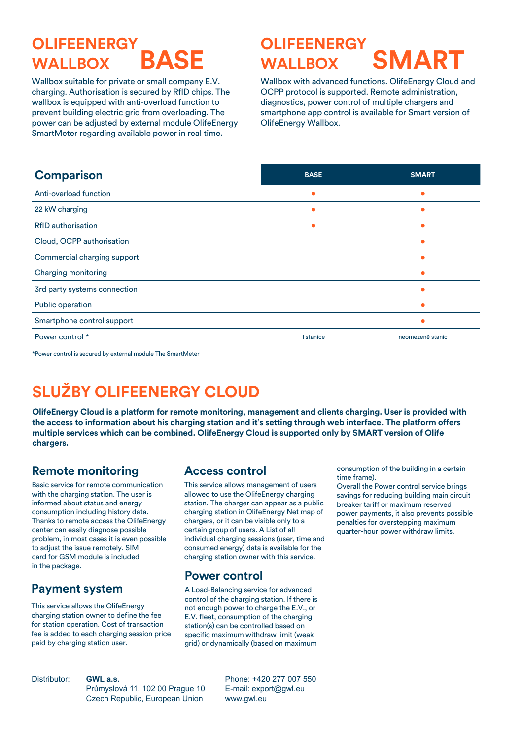# OLIFEENERGY WALLBOX BASE

Wallbox suitable for private or small company E.V. charging. Authorisation is secured by RfID chips. The wallbox is equipped with anti-overload function to prevent building electric grid from overloading. The power can be adjusted by external module OlifeEnergy SmartMeter regarding available power in real time.

# OLIFEENERGY WALLBOX SMART

Wallbox with advanced functions. OlifeEnergy Cloud and OCPP protocol is supported. Remote administration, diagnostics, power control of multiple chargers and smartphone app control is available for Smart version of OlifeEnergy Wallbox.

| Comparison | BASE | SMART |
|---|---|---|
| Anti-overload function | ● | ● |
| 22 kW charging | ● | ● |
| RfID authorisation | ● | ● |
| Cloud, OCPP authorisation | | ● |
| Commercial charging support | | ● |
| Charging monitoring | | ● |
| 3rd party systems connection | | ● |
| Public operation | | ● |
| Smartphone control support | | ● |
| Power control * | 1 stanice | neomezeně stanic |

*Power control is secured by external module The SmartMeter

# SLUŽBY OLIFEENERGY CLOUD

**OlifeEnergy Cloud is a platform for remote monitoring, management and clients charging. User is provided with the access to information about his charging station and it's setting through web interface. The platform offers multiple services which can be combined. OlifeEnergy Cloud is supported only by SMART version of Olife chargers.**

## Remote monitoring

Basic service for remote communication with the charging station. The user is informed about status and energy consumption including history data. Thanks to remote access the OlifeEnergy center can easily diagnose possible problem, in most cases it is even possible to adjust the issue remotely. SIM card for GSM module is included in the package.

## Payment system

This service allows the OlifeEnergy charging station owner to define the fee for station operation. Cost of transaction fee is added to each charging session price paid by charging station user.

## Access control

This service allows management of users allowed to use the OlifeEnergy charging station. The charger can appear as a public charging station in OlifeEnergy Net map of chargers, or it can be visible only to a certain group of users. A List of all individual charging sessions (user, time and consumed energy) data is available for the charging station owner with this service.

## Power control

A Load-Balancing service for advanced control of the charging station. If there is not enough power to charge the E.V., or E.V. fleet, consumption of the charging station(s) can be controlled based on specific maximum withdraw limit (weak grid) or dynamically (based on maximum consumption of the building in a certain time frame).
Overall the Power control service brings savings for reducing building main circuit breaker tariff or maximum reserved power payments, it also prevents possible penalties for overstepping maximum quarter-hour power withdraw limits.

Distributor: **GWL a.s.**
Průmyslová 11, 102 00 Prague 10
Czech Republic, European Union

Phone: +420 277 007 550
E-mail: export@gwl.eu
www.gwl.eu